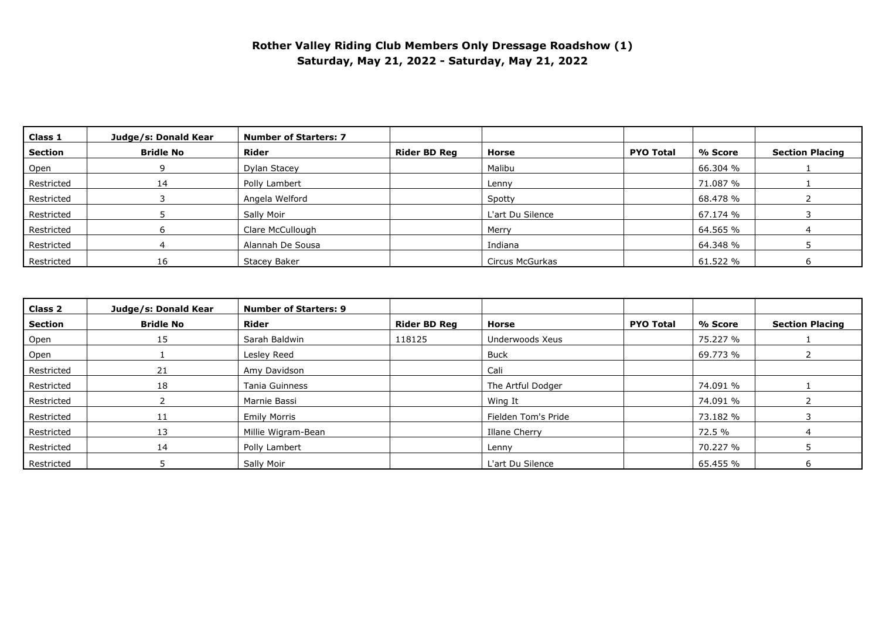**Rother Valley Riding Club Members Only Dressage Roadshow (1)**
**Saturday, May 21, 2022 - Saturday, May 21, 2022**

| Class 1 | Judge/s: Donald Kear | Number of Starters: 7 | | | | | |
|---|---|---|---|---|---|---|---|
| **Section** | **Bridle No** | **Rider** | **Rider BD Reg** | **Horse** | **PYO Total** | **% Score** | **Section Placing** |
| Open | 9 | Dylan Stacey | | Malibu | | 66.304 % | 1 |
| Restricted | 14 | Polly Lambert | | Lenny | | 71.087 % | 1 |
| Restricted | 3 | Angela Welford | | Spotty | | 68.478 % | 2 |
| Restricted | 5 | Sally Moir | | L'art Du Silence | | 67.174 % | 3 |
| Restricted | 6 | Clare McCullough | | Merry | | 64.565 % | 4 |
| Restricted | 4 | Alannah De Sousa | | Indiana | | 64.348 % | 5 |
| Restricted | 16 | Stacey Baker | | Circus McGurkas | | 61.522 % | 6 |

| Class 2 | Judge/s: Donald Kear | Number of Starters: 9 | | | | | |
|---|---|---|---|---|---|---|---|
| **Section** | **Bridle No** | **Rider** | **Rider BD Reg** | **Horse** | **PYO Total** | **% Score** | **Section Placing** |
| Open | 15 | Sarah Baldwin | 118125 | Underwoods Xeus | | 75.227 % | 1 |
| Open | 1 | Lesley Reed | | Buck | | 69.773 % | 2 |
| Restricted | 21 | Amy Davidson | | Cali | | | |
| Restricted | 18 | Tania Guinness | | The Artful Dodger | | 74.091 % | 1 |
| Restricted | 2 | Marnie Bassi | | Wing It | | 74.091 % | 2 |
| Restricted | 11 | Emily Morris | | Fielden Tom's Pride | | 73.182 % | 3 |
| Restricted | 13 | Millie Wigram-Bean | | Illane Cherry | | 72.5 % | 4 |
| Restricted | 14 | Polly Lambert | | Lenny | | 70.227 % | 5 |
| Restricted | 5 | Sally Moir | | L'art Du Silence | | 65.455 % | 6 |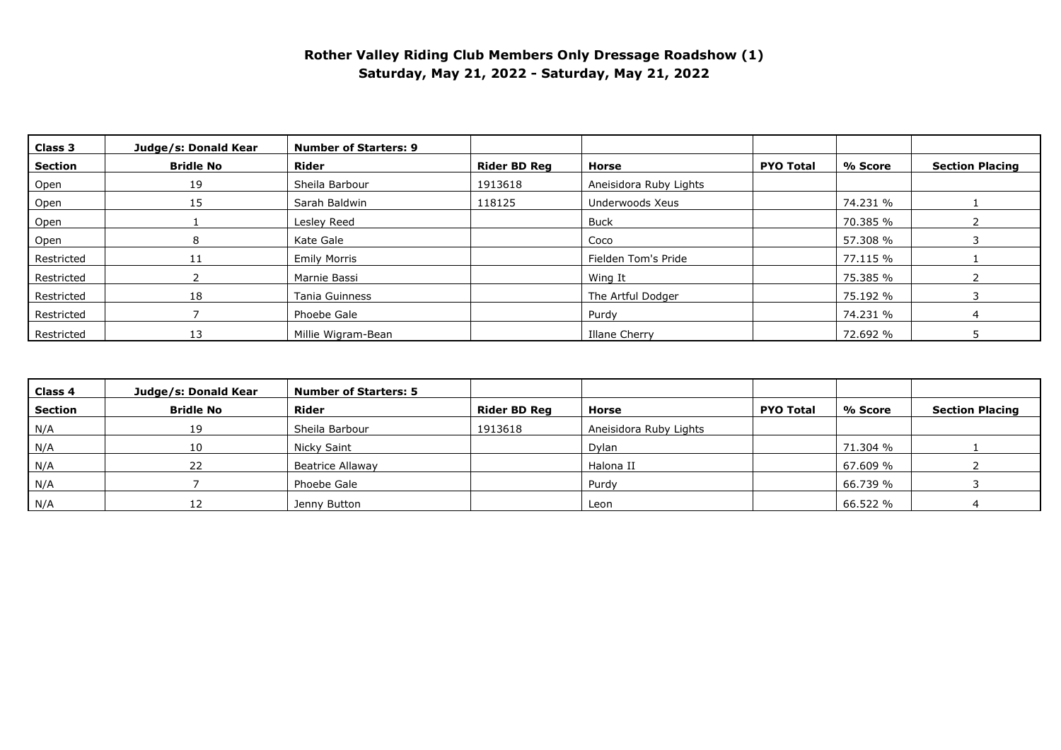**Rother Valley Riding Club Members Only Dressage Roadshow (1)**
**Saturday, May 21, 2022 - Saturday, May 21, 2022**

| Class 3 | Judge/s: Donald Kear | Number of Starters: 9 | | | | | |
|---|---|---|---|---|---|---|---|
| **Section** | **Bridle No** | **Rider** | **Rider BD Reg** | **Horse** | **PYO Total** | **% Score** | **Section Placing** |
| Open | 19 | Sheila Barbour | 1913618 | Aneisidora Ruby Lights | | | |
| Open | 15 | Sarah Baldwin | 118125 | Underwoods Xeus | | 74.231 % | 1 |
| Open | 1 | Lesley Reed | | Buck | | 70.385 % | 2 |
| Open | 8 | Kate Gale | | Coco | | 57.308 % | 3 |
| Restricted | 11 | Emily Morris | | Fielden Tom's Pride | | 77.115 % | 1 |
| Restricted | 2 | Marnie Bassi | | Wing It | | 75.385 % | 2 |
| Restricted | 18 | Tania Guinness | | The Artful Dodger | | 75.192 % | 3 |
| Restricted | 7 | Phoebe Gale | | Purdy | | 74.231 % | 4 |
| Restricted | 13 | Millie Wigram-Bean | | Illane Cherry | | 72.692 % | 5 |

| Class 4 | Judge/s: Donald Kear | Number of Starters: 5 | | | | | |
|---|---|---|---|---|---|---|---|
| **Section** | **Bridle No** | **Rider** | **Rider BD Reg** | **Horse** | **PYO Total** | **% Score** | **Section Placing** |
| N/A | 19 | Sheila Barbour | 1913618 | Aneisidora Ruby Lights | | | |
| N/A | 10 | Nicky Saint | | Dylan | | 71.304 % | 1 |
| N/A | 22 | Beatrice Allaway | | Halona II | | 67.609 % | 2 |
| N/A | 7 | Phoebe Gale | | Purdy | | 66.739 % | 3 |
| N/A | 12 | Jenny Button | | Leon | | 66.522 % | 4 |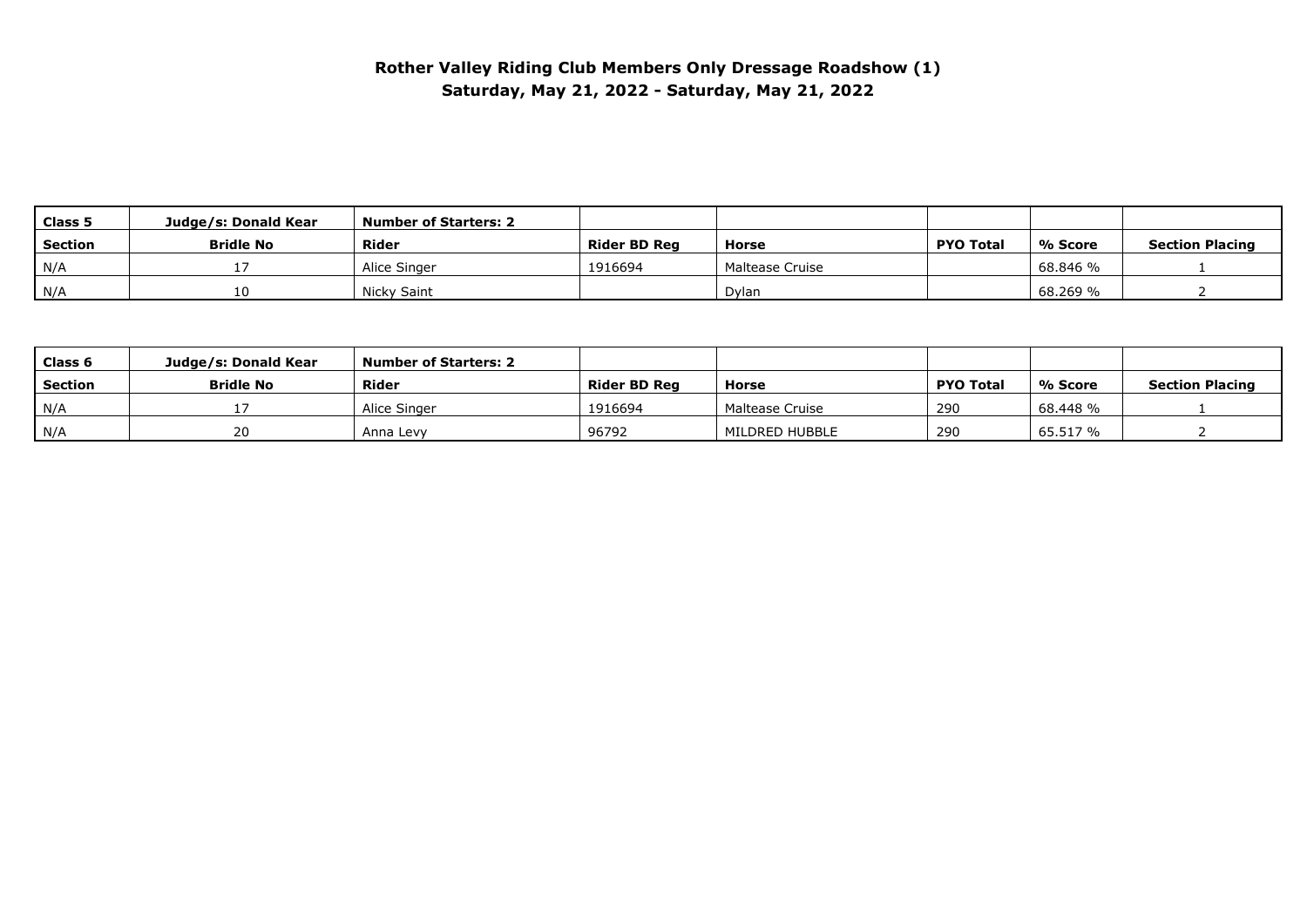**Rother Valley Riding Club Members Only Dressage Roadshow (1)**
**Saturday, May 21, 2022 - Saturday, May 21, 2022**

| Class 5 | Judge/s: Donald Kear | Number of Starters: 2 | | | | | |
|---|---|---|---|---|---|---|---|
| **Section** | **Bridle No** | **Rider** | **Rider BD Reg** | **Horse** | **PYO Total** | **% Score** | **Section Placing** |
| N/A | 17 | Alice Singer | 1916694 | Maltease Cruise | | 68.846 % | 1 |
| N/A | 10 | Nicky Saint | | Dylan | | 68.269 % | 2 |

| Class 6 | Judge/s: Donald Kear | Number of Starters: 2 | | | | | |
|---|---|---|---|---|---|---|---|
| **Section** | **Bridle No** | **Rider** | **Rider BD Reg** | **Horse** | **PYO Total** | **% Score** | **Section Placing** |
| N/A | 17 | Alice Singer | 1916694 | Maltease Cruise | 290 | 68.448 % | 1 |
| N/A | 20 | Anna Levy | 96792 | MILDRED HUBBLE | 290 | 65.517 % | 2 |